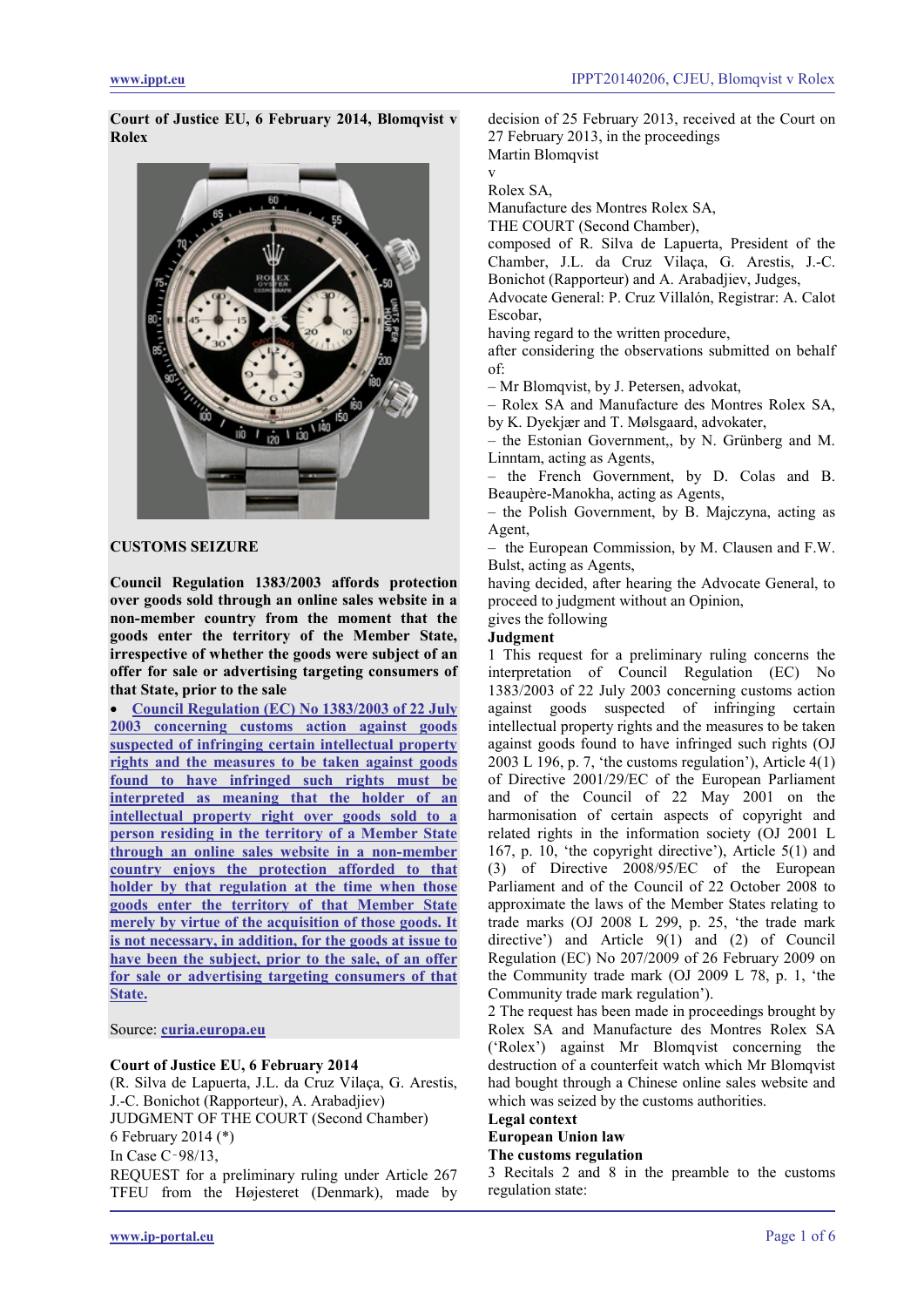**Court of Justice EU, 6 February 2014, Blomqvist v Rolex**

**CUSTOMS SEIZURE**

**Council Regulation 1383/2003 affords protection over goods sold through an online sales website in a non-member country from the moment that the goods enter the territory of the Member State, irrespective of whether the goods were subject of an offer for sale or advertising targeting consumers of that State, prior to the sale**

- **Council Regulation (EC) No 1383/2003 of 22 July 2003 concerning customs action against goods suspected of infringing certain intellectual property rights and the measures to be taken against goods found to have infringed such rights must be interpreted as meaning that the holder of an intellectual property right over goods sold to a person residing in the territory of a Member State through an online sales website in a non-member country enjoys the protection afforded to that holder by that regulation at the time when those goods enter the territory of that Member State merely by virtue of the acquisition of those goods. It is not necessary, in addition, for the goods at issue to have been the subject, prior to the sale, of an offer for sale or advertising targeting consumers of that State.**

Source: **curia.europa.eu**

**Court of Justice EU, 6 February 2014**

(R. Silva de Lapuerta, J.L. da Cruz Vilaça, G. Arestis, J.-C. Bonichot (Rapporteur), A. Arabadjiev)

JUDGMENT OF THE COURT (Second Chamber)

6 February 2014 (*)

In Case C‑98/13,

REQUEST for a preliminary ruling under Article 267 TFEU from the Højesteret (Denmark), made by decision of 25 February 2013, received at the Court on 27 February 2013, in the proceedings

Martin Blomqvist

v

Rolex SA,

Manufacture des Montres Rolex SA,

THE COURT (Second Chamber),

composed of R. Silva de Lapuerta, President of the Chamber, J.L. da Cruz Vilaça, G. Arestis, J.-C. Bonichot (Rapporteur) and A. Arabadjiev, Judges,

Advocate General: P. Cruz Villalón, Registrar: A. Calot Escobar,

having regard to the written procedure,

after considering the observations submitted on behalf of:

– Mr Blomqvist, by J. Petersen, advokat,

– Rolex SA and Manufacture des Montres Rolex SA, by K. Dyekjær and T. Mølsgaard, advokater,

– the Estonian Government,, by N. Grünberg and M. Linntam, acting as Agents,

– the French Government, by D. Colas and B. Beaupère-Manokha, acting as Agents,

– the Polish Government, by B. Majczyna, acting as Agent,

– the European Commission, by M. Clausen and F.W. Bulst, acting as Agents,

having decided, after hearing the Advocate General, to proceed to judgment without an Opinion,

gives the following

**Judgment**

1 This request for a preliminary ruling concerns the interpretation of Council Regulation (EC) No 1383/2003 of 22 July 2003 concerning customs action against goods suspected of infringing certain intellectual property rights and the measures to be taken against goods found to have infringed such rights (OJ 2003 L 196, p. 7, 'the customs regulation'), Article 4(1) of Directive 2001/29/EC of the European Parliament and of the Council of 22 May 2001 on the harmonisation of certain aspects of copyright and related rights in the information society (OJ 2001 L 167, p. 10, 'the copyright directive'), Article 5(1) and (3) of Directive 2008/95/EC of the European Parliament and of the Council of 22 October 2008 to approximate the laws of the Member States relating to trade marks (OJ 2008 L 299, p. 25, 'the trade mark directive') and Article 9(1) and (2) of Council Regulation (EC) No 207/2009 of 26 February 2009 on the Community trade mark (OJ 2009 L 78, p. 1, 'the Community trade mark regulation').

2 The request has been made in proceedings brought by Rolex SA and Manufacture des Montres Rolex SA ('Rolex') against Mr Blomqvist concerning the destruction of a counterfeit watch which Mr Blomqvist had bought through a Chinese online sales website and which was seized by the customs authorities.

**Legal context**

**European Union law**

**The customs regulation**

3 Recitals 2 and 8 in the preamble to the customs regulation state: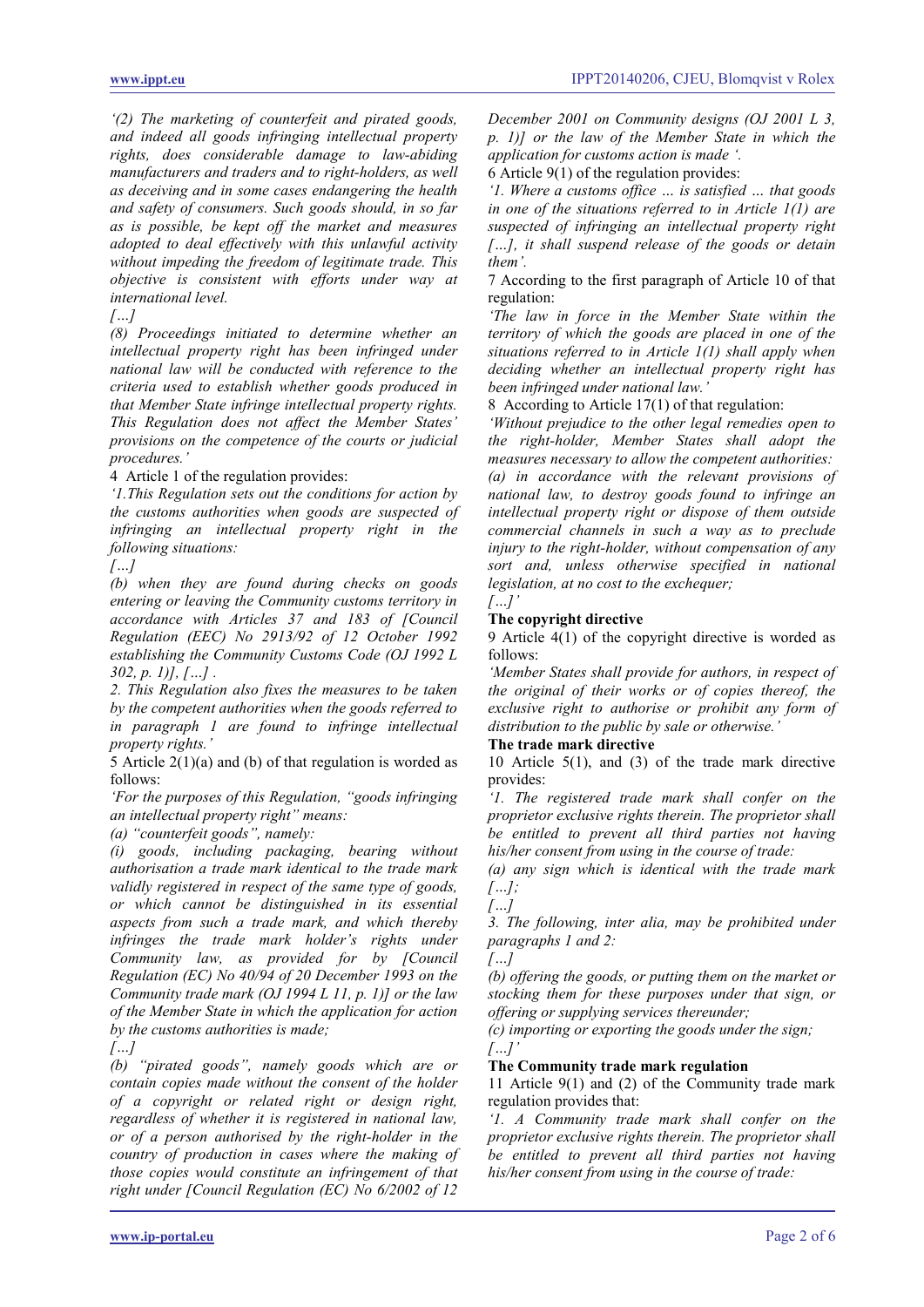*'(2) The marketing of counterfeit and pirated goods, and indeed all goods infringing intellectual property rights, does considerable damage to law-abiding manufacturers and traders and to right-holders, as well as deceiving and in some cases endangering the health and safety of consumers. Such goods should, in so far as is possible, be kept off the market and measures adopted to deal effectively with this unlawful activity without impeding the freedom of legitimate trade. This objective is consistent with efforts under way at international level.*

*[…]*

*(8) Proceedings initiated to determine whether an intellectual property right has been infringed under national law will be conducted with reference to the criteria used to establish whether goods produced in that Member State infringe intellectual property rights. This Regulation does not affect the Member States' provisions on the competence of the courts or judicial procedures.'*

4 Article 1 of the regulation provides:

*'1.This Regulation sets out the conditions for action by the customs authorities when goods are suspected of infringing an intellectual property right in the following situations:*

*[…]*

*(b) when they are found during checks on goods entering or leaving the Community customs territory in accordance with Articles 37 and 183 of [Council Regulation (EEC) No 2913/92 of 12 October 1992 establishing the Community Customs Code (OJ 1992 L 302, p. 1)], […] .*

*2. This Regulation also fixes the measures to be taken by the competent authorities when the goods referred to in paragraph 1 are found to infringe intellectual property rights.'*

5 Article 2(1)(a) and (b) of that regulation is worded as follows:

*'For the purposes of this Regulation, "goods infringing an intellectual property right" means:*

*(a) "counterfeit goods", namely:*

*(i) goods, including packaging, bearing without authorisation a trade mark identical to the trade mark validly registered in respect of the same type of goods, or which cannot be distinguished in its essential aspects from such a trade mark, and which thereby infringes the trade mark holder's rights under Community law, as provided for by [Council Regulation (EC) No 40/94 of 20 December 1993 on the Community trade mark (OJ 1994 L 11, p. 1)] or the law of the Member State in which the application for action by the customs authorities is made;*

*[…]*

*(b) "pirated goods", namely goods which are or contain copies made without the consent of the holder of a copyright or related right or design right, regardless of whether it is registered in national law, or of a person authorised by the right-holder in the country of production in cases where the making of those copies would constitute an infringement of that right under [Council Regulation (EC) No 6/2002 of 12 December 2001 on Community designs (OJ 2001 L 3, p. 1)] or the law of the Member State in which the application for customs action is made '.*

6 Article 9(1) of the regulation provides:

*'1. Where a customs office … is satisfied … that goods in one of the situations referred to in Article 1(1) are suspected of infringing an intellectual property right […], it shall suspend release of the goods or detain them'.*

7 According to the first paragraph of Article 10 of that regulation:

*'The law in force in the Member State within the territory of which the goods are placed in one of the situations referred to in Article 1(1) shall apply when deciding whether an intellectual property right has been infringed under national law.'*

8 According to Article 17(1) of that regulation:

*'Without prejudice to the other legal remedies open to the right-holder, Member States shall adopt the measures necessary to allow the competent authorities:*

*(a) in accordance with the relevant provisions of national law, to destroy goods found to infringe an intellectual property right or dispose of them outside commercial channels in such a way as to preclude injury to the right-holder, without compensation of any sort and, unless otherwise specified in national legislation, at no cost to the exchequer;*

*[…]'*

**The copyright directive**

9 Article 4(1) of the copyright directive is worded as follows:

*'Member States shall provide for authors, in respect of the original of their works or of copies thereof, the exclusive right to authorise or prohibit any form of distribution to the public by sale or otherwise.'*

**The trade mark directive**

10 Article 5(1), and (3) of the trade mark directive provides:

*'1. The registered trade mark shall confer on the proprietor exclusive rights therein. The proprietor shall be entitled to prevent all third parties not having his/her consent from using in the course of trade:*

*(a) any sign which is identical with the trade mark […];*

*[…]*

*3. The following, inter alia, may be prohibited under paragraphs 1 and 2:*

*[…]*

*(b) offering the goods, or putting them on the market or stocking them for these purposes under that sign, or offering or supplying services thereunder;*

*(c) importing or exporting the goods under the sign;*

*[…]'*

**The Community trade mark regulation**

11 Article 9(1) and (2) of the Community trade mark regulation provides that:

*'1. A Community trade mark shall confer on the proprietor exclusive rights therein. The proprietor shall be entitled to prevent all third parties not having his/her consent from using in the course of trade:*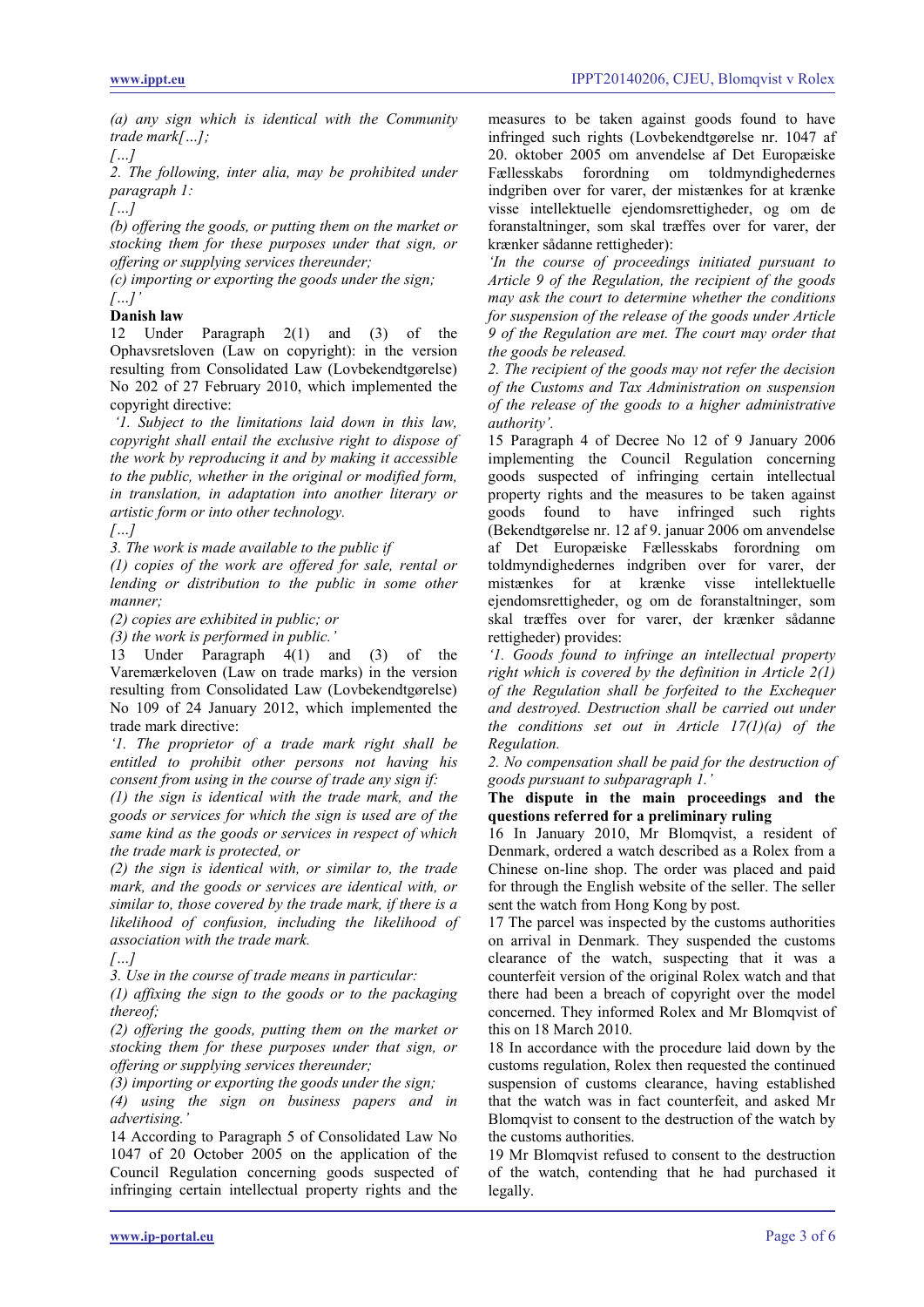*(a) any sign which is identical with the Community trade mark[…];*

*[…]*

*2. The following, inter alia, may be prohibited under paragraph 1:*

*[…]*

*(b) offering the goods, or putting them on the market or stocking them for these purposes under that sign, or offering or supplying services thereunder;*

*(c) importing or exporting the goods under the sign;*

*[…]'*

**Danish law**

12 Under Paragraph 2(1) and (3) of the Ophavsretsloven (Law on copyright): in the version resulting from Consolidated Law (Lovbekendtgørelse) No 202 of 27 February 2010, which implemented the copyright directive:

*'1. Subject to the limitations laid down in this law, copyright shall entail the exclusive right to dispose of the work by reproducing it and by making it accessible to the public, whether in the original or modified form, in translation, in adaptation into another literary or artistic form or into other technology.*

*[…]*

*3. The work is made available to the public if*

*(1) copies of the work are offered for sale, rental or lending or distribution to the public in some other manner;*

*(2) copies are exhibited in public; or*

*(3) the work is performed in public.'*

13 Under Paragraph 4(1) and (3) of the Varemærkeloven (Law on trade marks) in the version resulting from Consolidated Law (Lovbekendtgørelse) No 109 of 24 January 2012, which implemented the trade mark directive:

*'1. The proprietor of a trade mark right shall be entitled to prohibit other persons not having his consent from using in the course of trade any sign if:*

*(1) the sign is identical with the trade mark, and the goods or services for which the sign is used are of the same kind as the goods or services in respect of which the trade mark is protected, or*

*(2) the sign is identical with, or similar to, the trade mark, and the goods or services are identical with, or similar to, those covered by the trade mark, if there is a likelihood of confusion, including the likelihood of association with the trade mark.*

*[…]*

*3. Use in the course of trade means in particular:*

*(1) affixing the sign to the goods or to the packaging thereof;*

*(2) offering the goods, putting them on the market or stocking them for these purposes under that sign, or offering or supplying services thereunder;*

*(3) importing or exporting the goods under the sign;*

*(4) using the sign on business papers and in advertising.'*

14 According to Paragraph 5 of Consolidated Law No 1047 of 20 October 2005 on the application of the Council Regulation concerning goods suspected of infringing certain intellectual property rights and the measures to be taken against goods found to have infringed such rights (Lovbekendtgørelse nr. 1047 af 20. oktober 2005 om anvendelse af Det Europæiske Fællesskabs forordning om toldmyndighedernes indgriben over for varer, der mistænkes for at krænke visse intellektuelle ejendomsrettigheder, og om de foranstaltninger, som skal træffes over for varer, der krænker sådanne rettigheder):

*'In the course of proceedings initiated pursuant to Article 9 of the Regulation, the recipient of the goods may ask the court to determine whether the conditions for suspension of the release of the goods under Article 9 of the Regulation are met. The court may order that the goods be released.*

*2. The recipient of the goods may not refer the decision of the Customs and Tax Administration on suspension of the release of the goods to a higher administrative authority'.*

15 Paragraph 4 of Decree No 12 of 9 January 2006 implementing the Council Regulation concerning goods suspected of infringing certain intellectual property rights and the measures to be taken against goods found to have infringed such rights (Bekendtgørelse nr. 12 af 9. januar 2006 om anvendelse af Det Europæiske Fællesskabs forordning om toldmyndighedernes indgriben over for varer, der mistænkes for at krænke visse intellektuelle ejendomsrettigheder, og om de foranstaltninger, som skal træffes over for varer, der krænker sådanne rettigheder) provides:

*'1. Goods found to infringe an intellectual property right which is covered by the definition in Article 2(1) of the Regulation shall be forfeited to the Exchequer and destroyed. Destruction shall be carried out under the conditions set out in Article 17(1)(a) of the Regulation.*

*2. No compensation shall be paid for the destruction of goods pursuant to subparagraph 1.'*

**The dispute in the main proceedings and the questions referred for a preliminary ruling**

16 In January 2010, Mr Blomqvist, a resident of Denmark, ordered a watch described as a Rolex from a Chinese on-line shop. The order was placed and paid for through the English website of the seller. The seller sent the watch from Hong Kong by post.

17 The parcel was inspected by the customs authorities on arrival in Denmark. They suspended the customs clearance of the watch, suspecting that it was a counterfeit version of the original Rolex watch and that there had been a breach of copyright over the model concerned. They informed Rolex and Mr Blomqvist of this on 18 March 2010.

18 In accordance with the procedure laid down by the customs regulation, Rolex then requested the continued suspension of customs clearance, having established that the watch was in fact counterfeit, and asked Mr Blomqvist to consent to the destruction of the watch by the customs authorities.

19 Mr Blomqvist refused to consent to the destruction of the watch, contending that he had purchased it legally.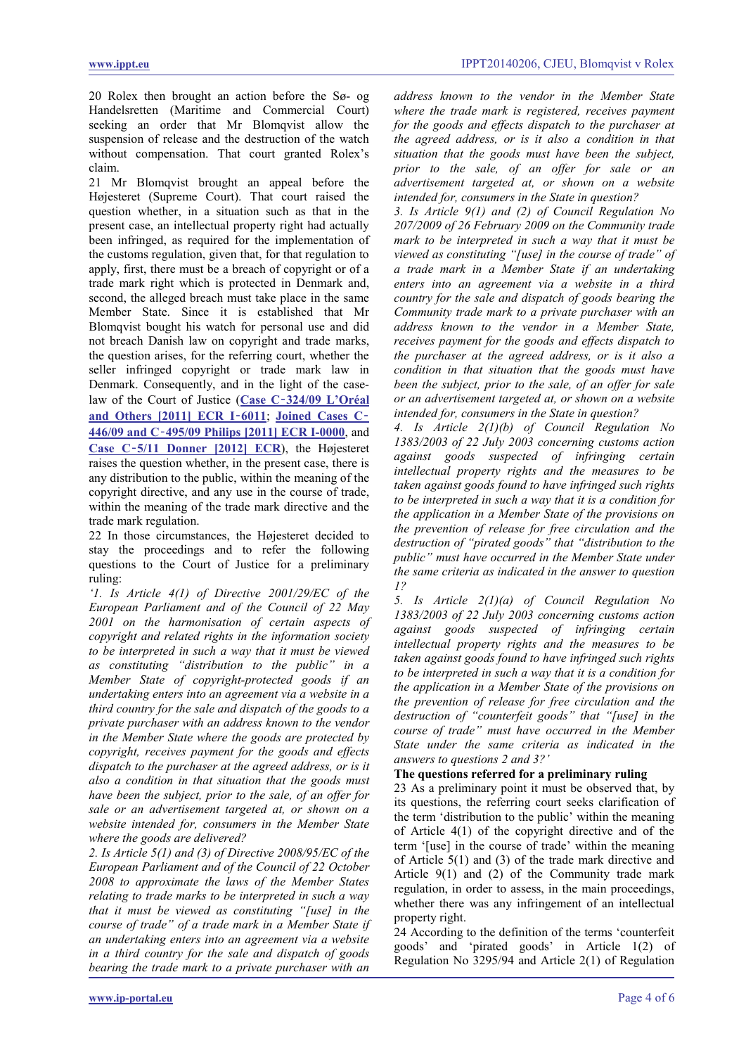20 Rolex then brought an action before the Sø- og Handelsretten (Maritime and Commercial Court) seeking an order that Mr Blomqvist allow the suspension of release and the destruction of the watch without compensation. That court granted Rolex's claim.

21 Mr Blomqvist brought an appeal before the Højesteret (Supreme Court). That court raised the question whether, in a situation such as that in the present case, an intellectual property right had actually been infringed, as required for the implementation of the customs regulation, given that, for that regulation to apply, first, there must be a breach of copyright or of a trade mark right which is protected in Denmark and, second, the alleged breach must take place in the same Member State. Since it is established that Mr Blomqvist bought his watch for personal use and did not breach Danish law on copyright and trade marks, the question arises, for the referring court, whether the seller infringed copyright or trade mark law in Denmark. Consequently, and in the light of the case-law of the Court of Justice (**Case C‑324/09 L'Oréal and Others [2011] ECR I‑6011**; **Joined Cases C‑446/09 and C‑495/09 Philips [2011] ECR I‑0000**, and **Case C‑5/11 Donner [2012] ECR**), the Højesteret raises the question whether, in the present case, there is any distribution to the public, within the meaning of the copyright directive, and any use in the course of trade, within the meaning of the trade mark directive and the trade mark regulation.

22 In those circumstances, the Højesteret decided to stay the proceedings and to refer the following questions to the Court of Justice for a preliminary ruling:

*'1. Is Article 4(1) of Directive 2001/29/EC of the European Parliament and of the Council of 22 May 2001 on the harmonisation of certain aspects of copyright and related rights in the information society to be interpreted in such a way that it must be viewed as constituting "distribution to the public" in a Member State of copyright-protected goods if an undertaking enters into an agreement via a website in a third country for the sale and dispatch of the goods to a private purchaser with an address known to the vendor in the Member State where the goods are protected by copyright, receives payment for the goods and effects dispatch to the purchaser at the agreed address, or is it also a condition in that situation that the goods must have been the subject, prior to the sale, of an offer for sale or an advertisement targeted at, or shown on a website intended for, consumers in the Member State where the goods are delivered?*

*2. Is Article 5(1) and (3) of Directive 2008/95/EC of the European Parliament and of the Council of 22 October 2008 to approximate the laws of the Member States relating to trade marks to be interpreted in such a way that it must be viewed as constituting "[use] in the course of trade" of a trade mark in a Member State if an undertaking enters into an agreement via a website in a third country for the sale and dispatch of goods bearing the trade mark to a private purchaser with an address known to the vendor in the Member State where the trade mark is registered, receives payment for the goods and effects dispatch to the purchaser at the agreed address, or is it also a condition in that situation that the goods must have been the subject, prior to the sale, of an offer for sale or an advertisement targeted at, or shown on a website intended for, consumers in the State in question?*

*3. Is Article 9(1) and (2) of Council Regulation No 207/2009 of 26 February 2009 on the Community trade mark to be interpreted in such a way that it must be viewed as constituting "[use] in the course of trade" of a trade mark in a Member State if an undertaking enters into an agreement via a website in a third country for the sale and dispatch of goods bearing the Community trade mark to a private purchaser with an address known to the vendor in a Member State, receives payment for the goods and effects dispatch to the purchaser at the agreed address, or is it also a condition in that situation that the goods must have been the subject, prior to the sale, of an offer for sale or an advertisement targeted at, or shown on a website intended for, consumers in the State in question?*

*4. Is Article 2(1)(b) of Council Regulation No 1383/2003 of 22 July 2003 concerning customs action against goods suspected of infringing certain intellectual property rights and the measures to be taken against goods found to have infringed such rights to be interpreted in such a way that it is a condition for the application in a Member State of the provisions on the prevention of release for free circulation and the destruction of "pirated goods" that "distribution to the public" must have occurred in the Member State under the same criteria as indicated in the answer to question 1?*

*5. Is Article 2(1)(a) of Council Regulation No 1383/2003 of 22 July 2003 concerning customs action against goods suspected of infringing certain intellectual property rights and the measures to be taken against goods found to have infringed such rights to be interpreted in such a way that it is a condition for the application in a Member State of the provisions on the prevention of release for free circulation and the destruction of "counterfeit goods" that "[use] in the course of trade" must have occurred in the Member State under the same criteria as indicated in the answers to questions 2 and 3?'*

**The questions referred for a preliminary ruling**

23 As a preliminary point it must be observed that, by its questions, the referring court seeks clarification of the term 'distribution to the public' within the meaning of Article 4(1) of the copyright directive and of the term '[use] in the course of trade' within the meaning of Article 5(1) and (3) of the trade mark directive and Article 9(1) and (2) of the Community trade mark regulation, in order to assess, in the main proceedings, whether there was any infringement of an intellectual property right.

24 According to the definition of the terms 'counterfeit goods' and 'pirated goods' in Article 1(2) of Regulation No 3295/94 and Article 2(1) of Regulation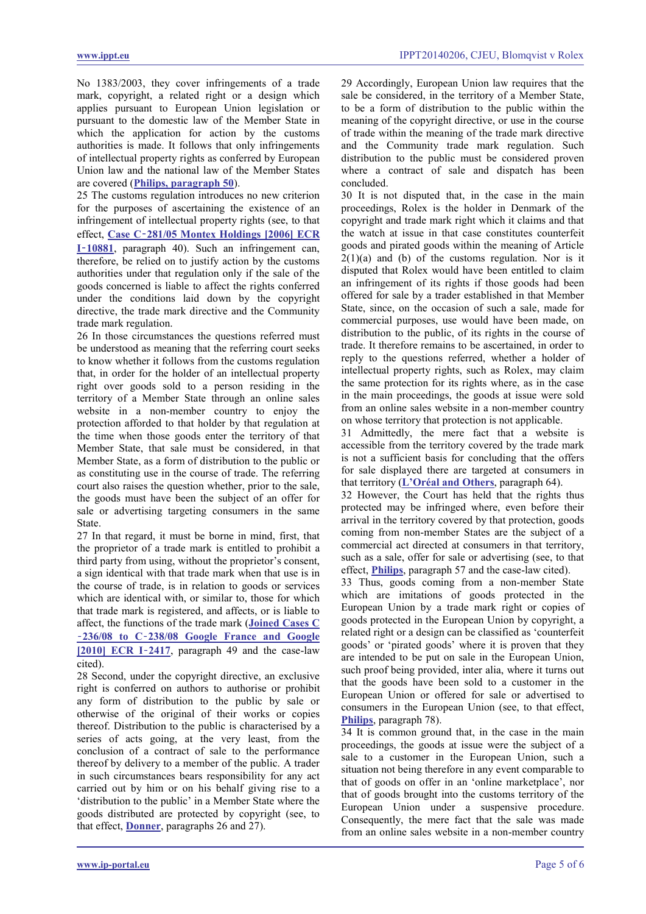No 1383/2003, they cover infringements of a trade mark, copyright, a related right or a design which applies pursuant to European Union legislation or pursuant to the domestic law of the Member State in which the application for action by the customs authorities is made. It follows that only infringements of intellectual property rights as conferred by European Union law and the national law of the Member States are covered (**Philips, paragraph 50**).

25 The customs regulation introduces no new criterion for the purposes of ascertaining the existence of an infringement of intellectual property rights (see, to that effect, **Case C‑281/05 Montex Holdings [2006] ECR I‑10881**, paragraph 40). Such an infringement can, therefore, be relied on to justify action by the customs authorities under that regulation only if the sale of the goods concerned is liable to affect the rights conferred under the conditions laid down by the copyright directive, the trade mark directive and the Community trade mark regulation.

26 In those circumstances the questions referred must be understood as meaning that the referring court seeks to know whether it follows from the customs regulation that, in order for the holder of an intellectual property right over goods sold to a person residing in the territory of a Member State through an online sales website in a non-member country to enjoy the protection afforded to that holder by that regulation at the time when those goods enter the territory of that Member State, that sale must be considered, in that Member State, as a form of distribution to the public or as constituting use in the course of trade. The referring court also raises the question whether, prior to the sale, the goods must have been the subject of an offer for sale or advertising targeting consumers in the same State.

27 In that regard, it must be borne in mind, first, that the proprietor of a trade mark is entitled to prohibit a third party from using, without the proprietor's consent, a sign identical with that trade mark when that use is in the course of trade, is in relation to goods or services which are identical with, or similar to, those for which that trade mark is registered, and affects, or is liable to affect, the functions of the trade mark (**Joined Cases C‑236/08 to C‑238/08 Google France and Google [2010] ECR I‑2417**, paragraph 49 and the case-law cited).

28 Second, under the copyright directive, an exclusive right is conferred on authors to authorise or prohibit any form of distribution to the public by sale or otherwise of the original of their works or copies thereof. Distribution to the public is characterised by a series of acts going, at the very least, from the conclusion of a contract of sale to the performance thereof by delivery to a member of the public. A trader in such circumstances bears responsibility for any act carried out by him or on his behalf giving rise to a 'distribution to the public' in a Member State where the goods distributed are protected by copyright (see, to that effect, **Donner**, paragraphs 26 and 27).

29 Accordingly, European Union law requires that the sale be considered, in the territory of a Member State, to be a form of distribution to the public within the meaning of the copyright directive, or use in the course of trade within the meaning of the trade mark directive and the Community trade mark regulation. Such distribution to the public must be considered proven where a contract of sale and dispatch has been concluded.

30 It is not disputed that, in the case in the main proceedings, Rolex is the holder in Denmark of the copyright and trade mark right which it claims and that the watch at issue in that case constitutes counterfeit goods and pirated goods within the meaning of Article 2(1)(a) and (b) of the customs regulation. Nor is it disputed that Rolex would have been entitled to claim an infringement of its rights if those goods had been offered for sale by a trader established in that Member State, since, on the occasion of such a sale, made for commercial purposes, use would have been made, on distribution to the public, of its rights in the course of trade. It therefore remains to be ascertained, in order to reply to the questions referred, whether a holder of intellectual property rights, such as Rolex, may claim the same protection for its rights where, as in the case in the main proceedings, the goods at issue were sold from an online sales website in a non-member country on whose territory that protection is not applicable.

31 Admittedly, the mere fact that a website is accessible from the territory covered by the trade mark is not a sufficient basis for concluding that the offers for sale displayed there are targeted at consumers in that territory (**L'Oréal and Others**, paragraph 64).

32 However, the Court has held that the rights thus protected may be infringed where, even before their arrival in the territory covered by that protection, goods coming from non-member States are the subject of a commercial act directed at consumers in that territory, such as a sale, offer for sale or advertising (see, to that effect, **Philips**, paragraph 57 and the case-law cited).

33 Thus, goods coming from a non-member State which are imitations of goods protected in the European Union by a trade mark right or copies of goods protected in the European Union by copyright, a related right or a design can be classified as 'counterfeit goods' or 'pirated goods' where it is proven that they are intended to be put on sale in the European Union, such proof being provided, inter alia, where it turns out that the goods have been sold to a customer in the European Union or offered for sale or advertised to consumers in the European Union (see, to that effect, **Philips**, paragraph 78).

34 It is common ground that, in the case in the main proceedings, the goods at issue were the subject of a sale to a customer in the European Union, such a situation not being therefore in any event comparable to that of goods on offer in an 'online marketplace', nor that of goods brought into the customs territory of the European Union under a suspensive procedure. Consequently, the mere fact that the sale was made from an online sales website in a non-member country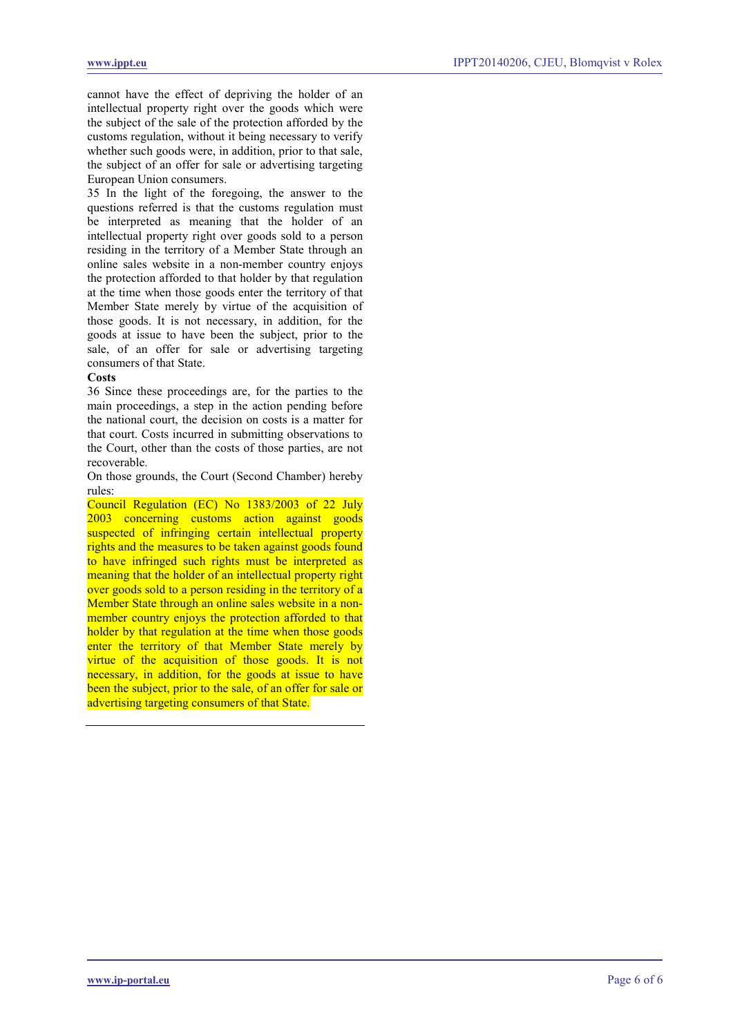cannot have the effect of depriving the holder of an intellectual property right over the goods which were the subject of the sale of the protection afforded by the customs regulation, without it being necessary to verify whether such goods were, in addition, prior to that sale, the subject of an offer for sale or advertising targeting European Union consumers.

35 In the light of the foregoing, the answer to the questions referred is that the customs regulation must be interpreted as meaning that the holder of an intellectual property right over goods sold to a person residing in the territory of a Member State through an online sales website in a non-member country enjoys the protection afforded to that holder by that regulation at the time when those goods enter the territory of that Member State merely by virtue of the acquisition of those goods. It is not necessary, in addition, for the goods at issue to have been the subject, prior to the sale, of an offer for sale or advertising targeting consumers of that State.

**Costs**

36 Since these proceedings are, for the parties to the main proceedings, a step in the action pending before the national court, the decision on costs is a matter for that court. Costs incurred in submitting observations to the Court, other than the costs of those parties, are not recoverable.

On those grounds, the Court (Second Chamber) hereby rules:

Council Regulation (EC) No 1383/2003 of 22 July 2003 concerning customs action against goods suspected of infringing certain intellectual property rights and the measures to be taken against goods found to have infringed such rights must be interpreted as meaning that the holder of an intellectual property right over goods sold to a person residing in the territory of a Member State through an online sales website in a non-member country enjoys the protection afforded to that holder by that regulation at the time when those goods enter the territory of that Member State merely by virtue of the acquisition of those goods. It is not necessary, in addition, for the goods at issue to have been the subject, prior to the sale, of an offer for sale or advertising targeting consumers of that State.